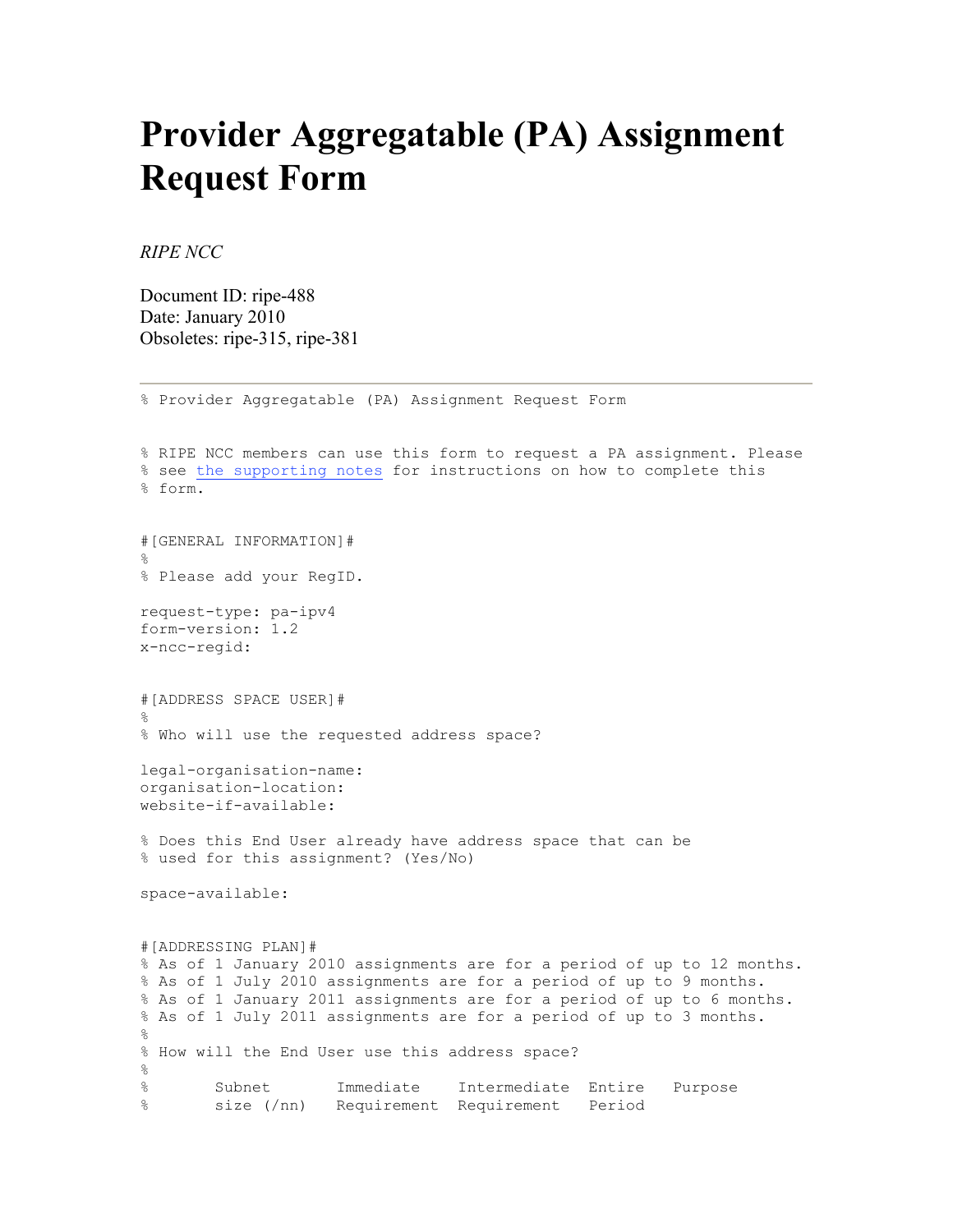# Provider Aggregatable (PA) Assignment Request Form

*RIPE NCC*

Document ID: ripe-488
Date: January 2010
Obsoletes: ripe-315, ripe-381

---

```
% Provider Aggregatable (PA) Assignment Request Form


% RIPE NCC members can use this form to request a PA assignment. Please
% see the supporting notes for instructions on how to complete this
% form.


#[GENERAL INFORMATION]#
%
% Please add your RegID.

request-type: pa-ipv4
form-version: 1.2
x-ncc-regid:


#[ADDRESS SPACE USER]#
%
% Who will use the requested address space?

legal-organisation-name:
organisation-location:
website-if-available:

% Does this End User already have address space that can be
% used for this assignment? (Yes/No)

space-available:


#[ADDRESSING PLAN]#
% As of 1 January 2010 assignments are for a period of up to 12 months.
% As of 1 July 2010 assignments are for a period of up to 9 months.
% As of 1 January 2011 assignments are for a period of up to 6 months.
% As of 1 July 2011 assignments are for a period of up to 3 months.
%
% How will the End User use this address space?
%
%       Subnet       Immediate    Intermediate  Entire   Purpose
%       size (/nn)   Requirement  Requirement   Period
```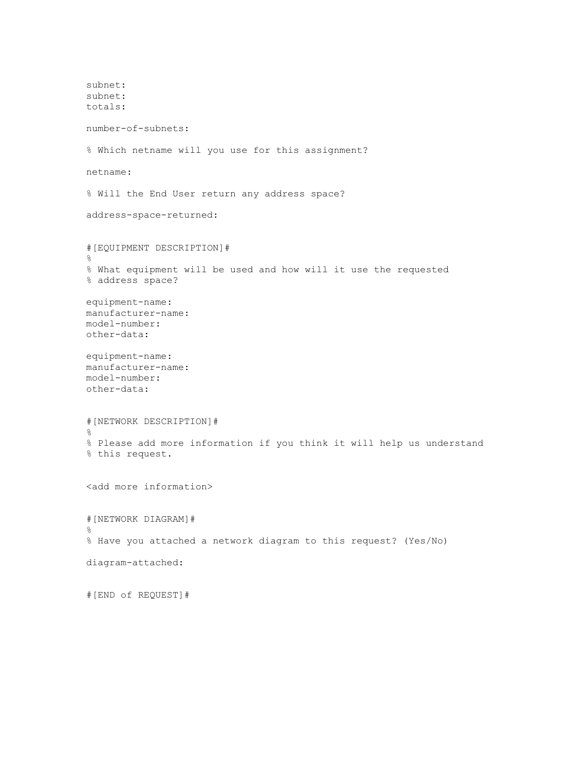```
subnet:
subnet:
totals:

number-of-subnets:

% Which netname will you use for this assignment?

netname:

% Will the End User return any address space?

address-space-returned:


#[EQUIPMENT DESCRIPTION]#
%
% What equipment will be used and how will it use the requested
% address space?

equipment-name:
manufacturer-name:
model-number:
other-data:

equipment-name:
manufacturer-name:
model-number:
other-data:


#[NETWORK DESCRIPTION]#
%
% Please add more information if you think it will help us understand
% this request.


<add more information>


#[NETWORK DIAGRAM]#
%
% Have you attached a network diagram to this request? (Yes/No)

diagram-attached:


#[END of REQUEST]#
```